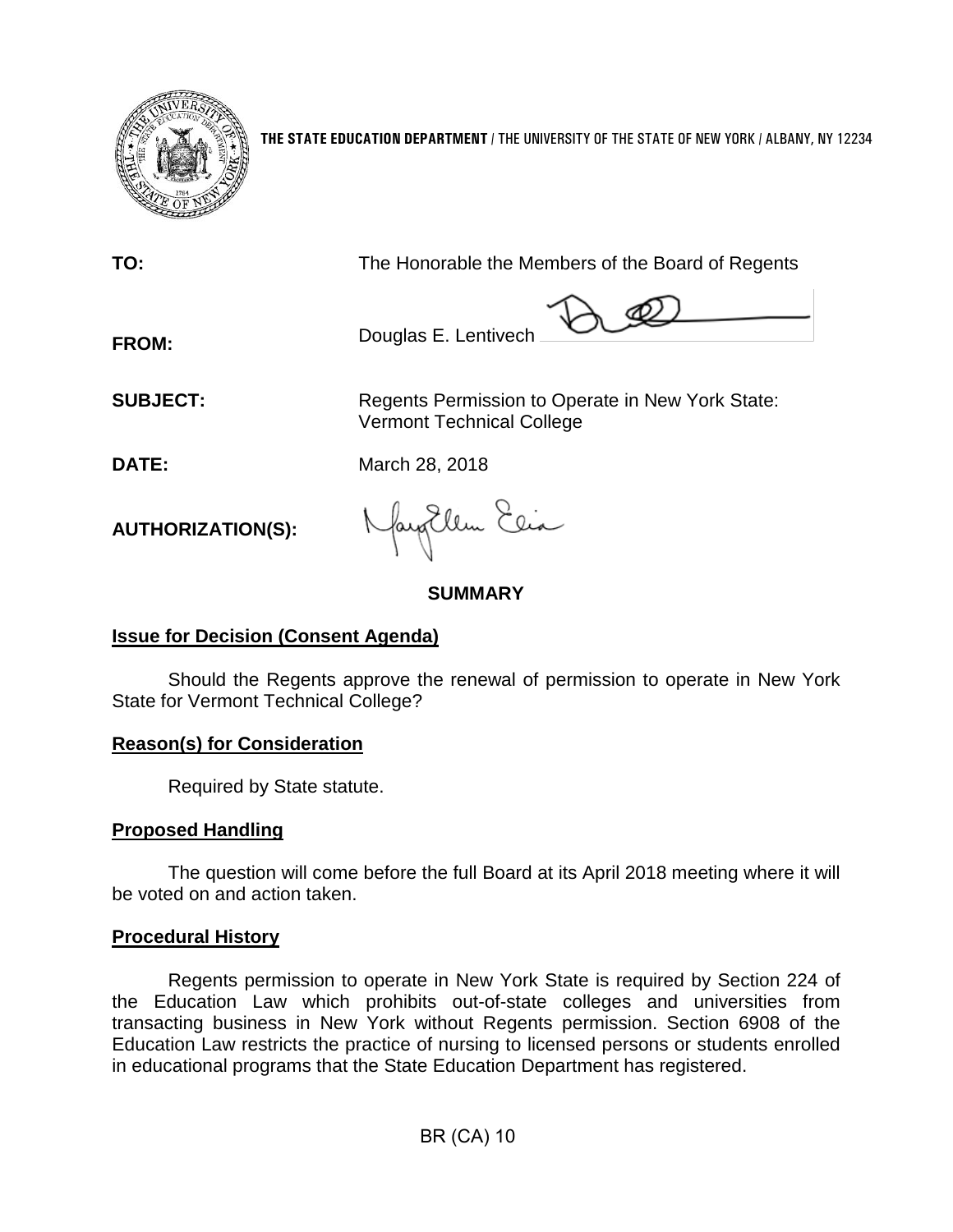**THE STATE EDUCATION DEPARTMENT** / THE UNIVERSITY OF THE STATE OF NEW YORK / ALBANY, NY 12234

**TO:** The Honorable the Members of the Board of Regents

**FROM:** Douglas E. Lentivech

**SUBJECT:** Regents Permission to Operate in New York State: Vermont Technical College

**DATE:** March 28, 2018

**AUTHORIZATION(S):**

## SUMMARY

### Issue for Decision (Consent Agenda)

Should the Regents approve the renewal of permission to operate in New York State for Vermont Technical College?

### Reason(s) for Consideration

Required by State statute.

### Proposed Handling

The question will come before the full Board at its April 2018 meeting where it will be voted on and action taken.

### Procedural History

Regents permission to operate in New York State is required by Section 224 of the Education Law which prohibits out-of-state colleges and universities from transacting business in New York without Regents permission. Section 6908 of the Education Law restricts the practice of nursing to licensed persons or students enrolled in educational programs that the State Education Department has registered.

BR (CA) 10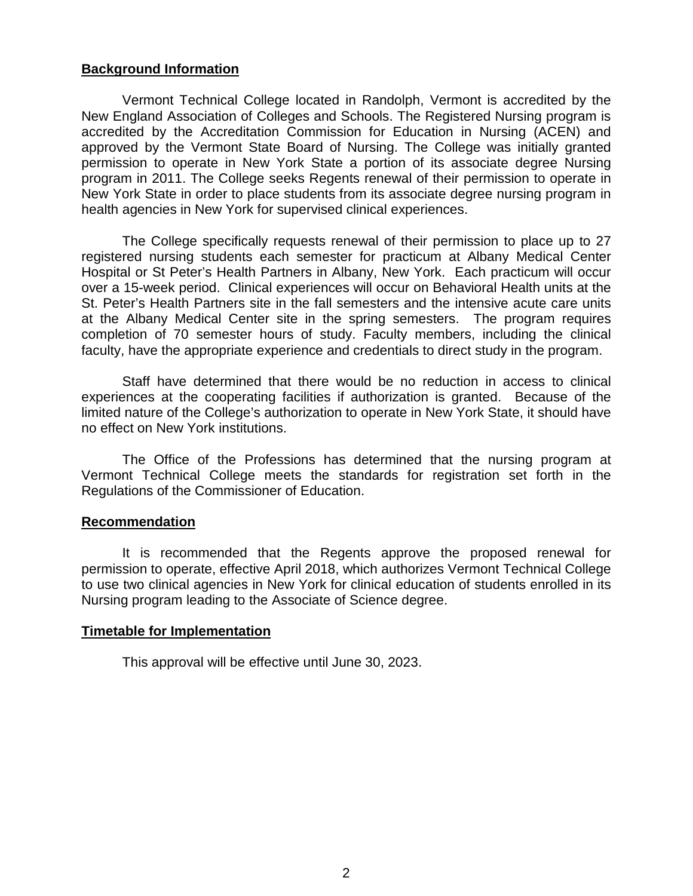## Background Information

Vermont Technical College located in Randolph, Vermont is accredited by the New England Association of Colleges and Schools. The Registered Nursing program is accredited by the Accreditation Commission for Education in Nursing (ACEN) and approved by the Vermont State Board of Nursing. The College was initially granted permission to operate in New York State a portion of its associate degree Nursing program in 2011. The College seeks Regents renewal of their permission to operate in New York State in order to place students from its associate degree nursing program in health agencies in New York for supervised clinical experiences.

The College specifically requests renewal of their permission to place up to 27 registered nursing students each semester for practicum at Albany Medical Center Hospital or St Peter's Health Partners in Albany, New York. Each practicum will occur over a 15-week period. Clinical experiences will occur on Behavioral Health units at the St. Peter's Health Partners site in the fall semesters and the intensive acute care units at the Albany Medical Center site in the spring semesters. The program requires completion of 70 semester hours of study. Faculty members, including the clinical faculty, have the appropriate experience and credentials to direct study in the program.

Staff have determined that there would be no reduction in access to clinical experiences at the cooperating facilities if authorization is granted. Because of the limited nature of the College's authorization to operate in New York State, it should have no effect on New York institutions.

The Office of the Professions has determined that the nursing program at Vermont Technical College meets the standards for registration set forth in the Regulations of the Commissioner of Education.

## Recommendation

It is recommended that the Regents approve the proposed renewal for permission to operate, effective April 2018, which authorizes Vermont Technical College to use two clinical agencies in New York for clinical education of students enrolled in its Nursing program leading to the Associate of Science degree.

## Timetable for Implementation

This approval will be effective until June 30, 2023.